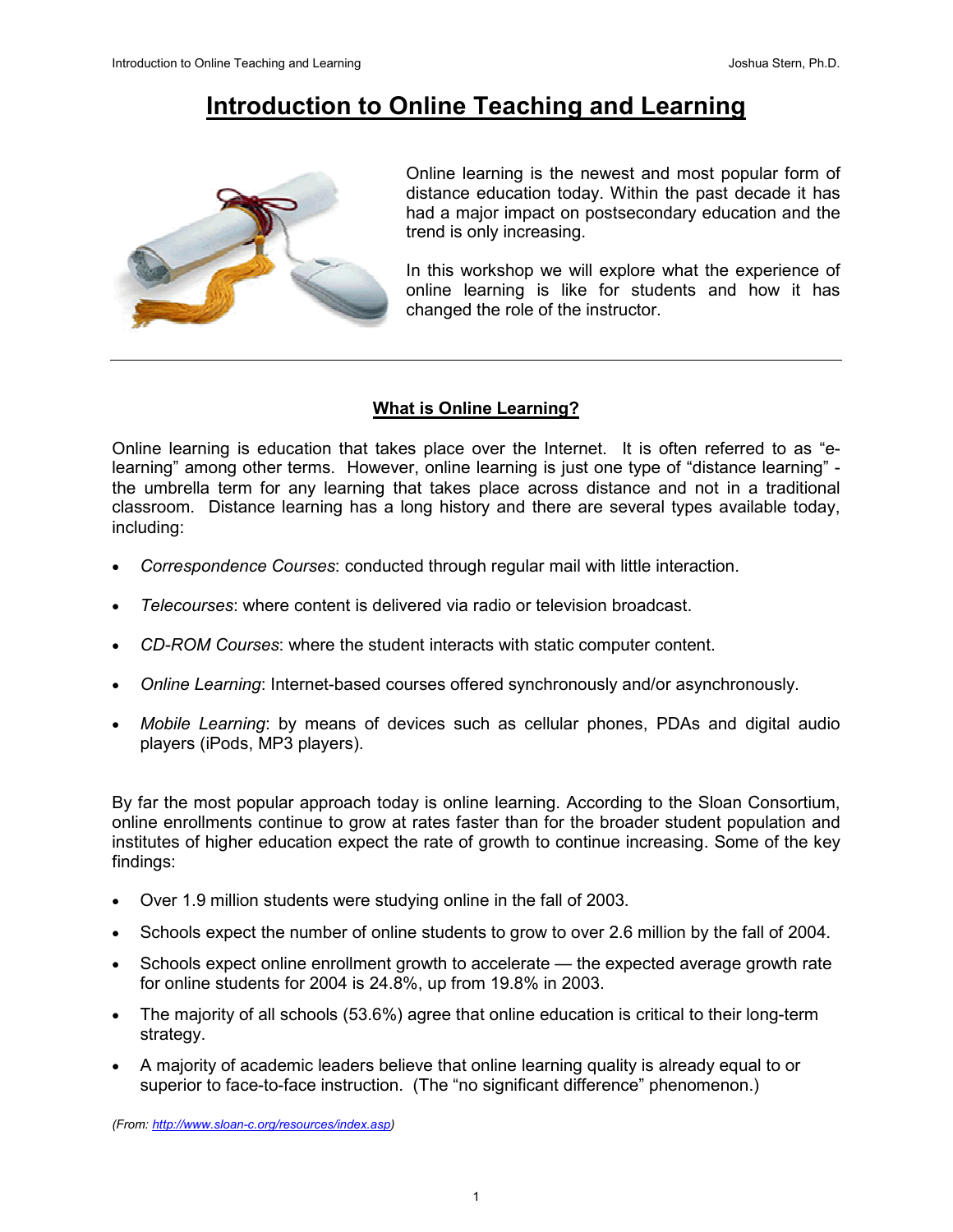# Introduction to Online Teaching and Learning

Online learning is the newest and most popular form of distance education today. Within the past decade it has had a major impact on postsecondary education and the trend is only increasing.

In this workshop we will explore what the experience of online learning is like for students and how it has changed the role of the instructor.

---

## What is Online Learning?

Online learning is education that takes place over the Internet. It is often referred to as "e-learning" among other terms. However, online learning is just one type of "distance learning" - the umbrella term for any learning that takes place across distance and not in a traditional classroom. Distance learning has a long history and there are several types available today, including:

- *Correspondence Courses*: conducted through regular mail with little interaction.
- *Telecourses*: where content is delivered via radio or television broadcast.
- *CD-ROM Courses*: where the student interacts with static computer content.
- *Online Learning*: Internet-based courses offered synchronously and/or asynchronously.
- *Mobile Learning*: by means of devices such as cellular phones, PDAs and digital audio players (iPods, MP3 players).

By far the most popular approach today is online learning. According to the Sloan Consortium, online enrollments continue to grow at rates faster than for the broader student population and institutes of higher education expect the rate of growth to continue increasing. Some of the key findings:

- Over 1.9 million students were studying online in the fall of 2003.
- Schools expect the number of online students to grow to over 2.6 million by the fall of 2004.
- Schools expect online enrollment growth to accelerate — the expected average growth rate for online students for 2004 is 24.8%, up from 19.8% in 2003.
- The majority of all schools (53.6%) agree that online education is critical to their long-term strategy.
- A majority of academic leaders believe that online learning quality is already equal to or superior to face-to-face instruction. (The "no significant difference" phenomenon.)

*(From: http://www.sloan-c.org/resources/index.asp)*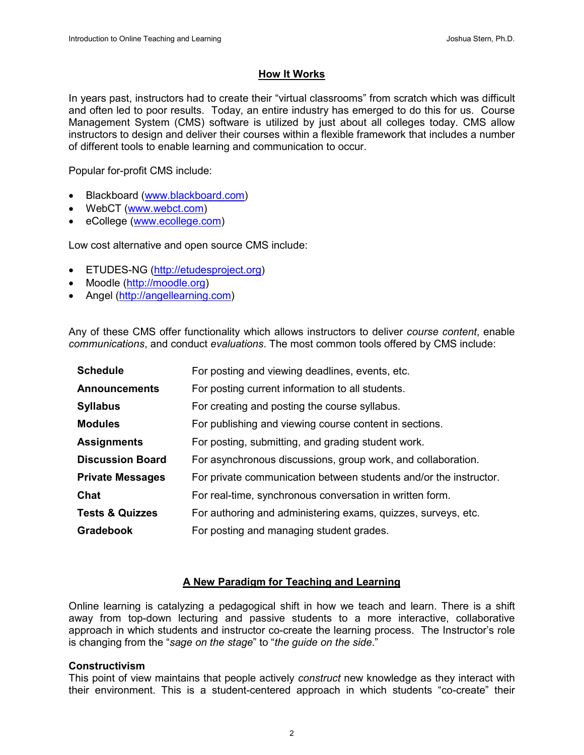## How It Works

In years past, instructors had to create their "virtual classrooms" from scratch which was difficult and often led to poor results. Today, an entire industry has emerged to do this for us. Course Management System (CMS) software is utilized by just about all colleges today. CMS allow instructors to design and deliver their courses within a flexible framework that includes a number of different tools to enable learning and communication to occur.

Popular for-profit CMS include:

- Blackboard (www.blackboard.com)
- WebCT (www.webct.com)
- eCollege (www.ecollege.com)

Low cost alternative and open source CMS include:

- ETUDES-NG (http://etudesproject.org)
- Moodle (http://moodle.org)
- Angel (http://angellearning.com)

Any of these CMS offer functionality which allows instructors to deliver *course content*, enable *communications*, and conduct *evaluations*. The most common tools offered by CMS include:

| | |
|---|---|
| **Schedule** | For posting and viewing deadlines, events, etc. |
| **Announcements** | For posting current information to all students. |
| **Syllabus** | For creating and posting the course syllabus. |
| **Modules** | For publishing and viewing course content in sections. |
| **Assignments** | For posting, submitting, and grading student work. |
| **Discussion Board** | For asynchronous discussions, group work, and collaboration. |
| **Private Messages** | For private communication between students and/or the instructor. |
| **Chat** | For real-time, synchronous conversation in written form. |
| **Tests & Quizzes** | For authoring and administering exams, quizzes, surveys, etc. |
| **Gradebook** | For posting and managing student grades. |

## A New Paradigm for Teaching and Learning

Online learning is catalyzing a pedagogical shift in how we teach and learn. There is a shift away from top-down lecturing and passive students to a more interactive, collaborative approach in which students and instructor co-create the learning process. The Instructor's role is changing from the "*sage on the stage*" to "*the guide on the side*."

### Constructivism

This point of view maintains that people actively *construct* new knowledge as they interact with their environment. This is a student-centered approach in which students "co-create" their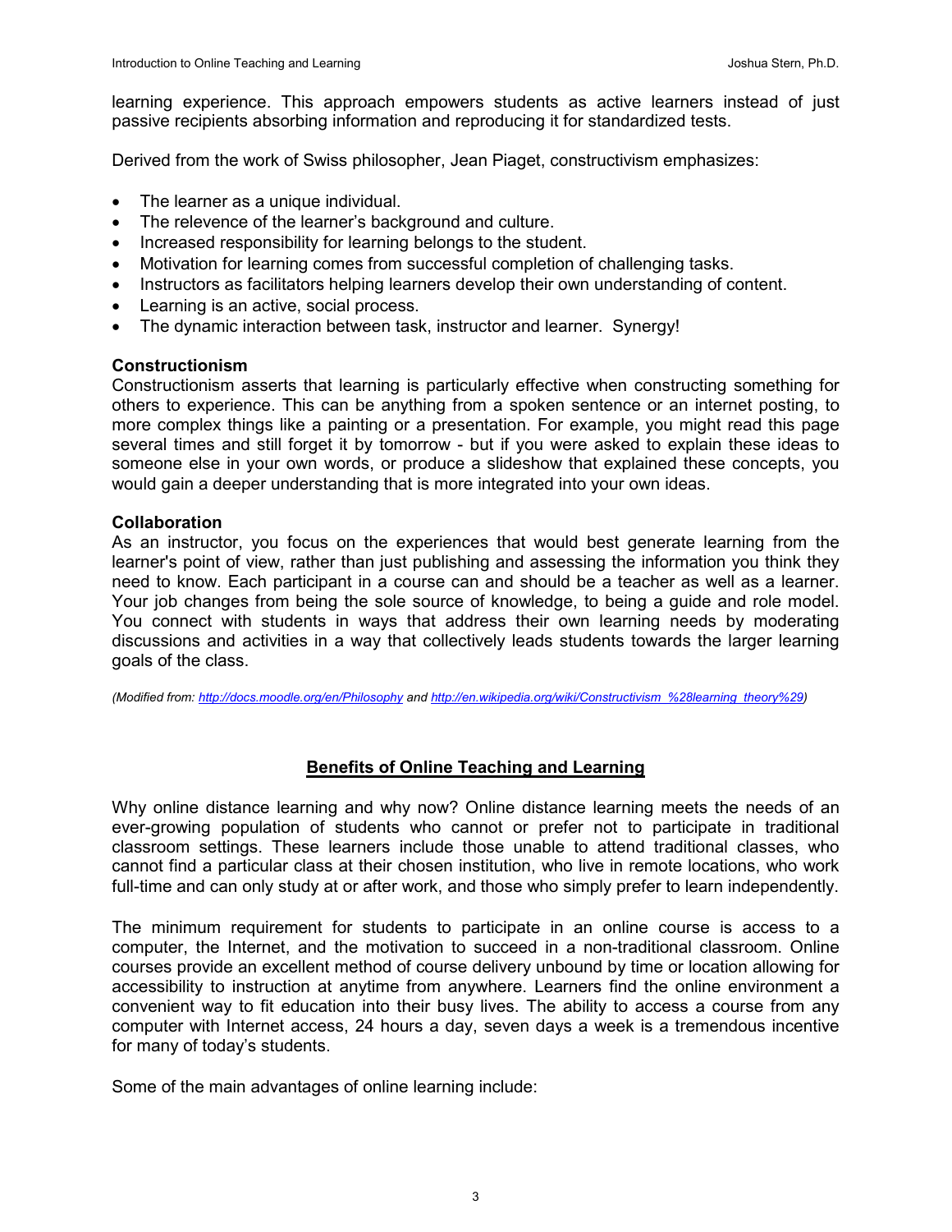learning experience. This approach empowers students as active learners instead of just passive recipients absorbing information and reproducing it for standardized tests.

Derived from the work of Swiss philosopher, Jean Piaget, constructivism emphasizes:

- The learner as a unique individual.
- The relevence of the learner's background and culture.
- Increased responsibility for learning belongs to the student.
- Motivation for learning comes from successful completion of challenging tasks.
- Instructors as facilitators helping learners develop their own understanding of content.
- Learning is an active, social process.
- The dynamic interaction between task, instructor and learner. Synergy!

**Constructionism**
Constructionism asserts that learning is particularly effective when constructing something for others to experience. This can be anything from a spoken sentence or an internet posting, to more complex things like a painting or a presentation. For example, you might read this page several times and still forget it by tomorrow - but if you were asked to explain these ideas to someone else in your own words, or produce a slideshow that explained these concepts, you would gain a deeper understanding that is more integrated into your own ideas.

**Collaboration**
As an instructor, you focus on the experiences that would best generate learning from the learner's point of view, rather than just publishing and assessing the information you think they need to know. Each participant in a course can and should be a teacher as well as a learner. Your job changes from being the sole source of knowledge, to being a guide and role model. You connect with students in ways that address their own learning needs by moderating discussions and activities in a way that collectively leads students towards the larger learning goals of the class.

*(Modified from: http://docs.moodle.org/en/Philosophy and http://en.wikipedia.org/wiki/Constructivism_%28learning_theory%29)*

## Benefits of Online Teaching and Learning

Why online distance learning and why now? Online distance learning meets the needs of an ever-growing population of students who cannot or prefer not to participate in traditional classroom settings. These learners include those unable to attend traditional classes, who cannot find a particular class at their chosen institution, who live in remote locations, who work full-time and can only study at or after work, and those who simply prefer to learn independently.

The minimum requirement for students to participate in an online course is access to a computer, the Internet, and the motivation to succeed in a non-traditional classroom. Online courses provide an excellent method of course delivery unbound by time or location allowing for accessibility to instruction at anytime from anywhere. Learners find the online environment a convenient way to fit education into their busy lives. The ability to access a course from any computer with Internet access, 24 hours a day, seven days a week is a tremendous incentive for many of today's students.

Some of the main advantages of online learning include: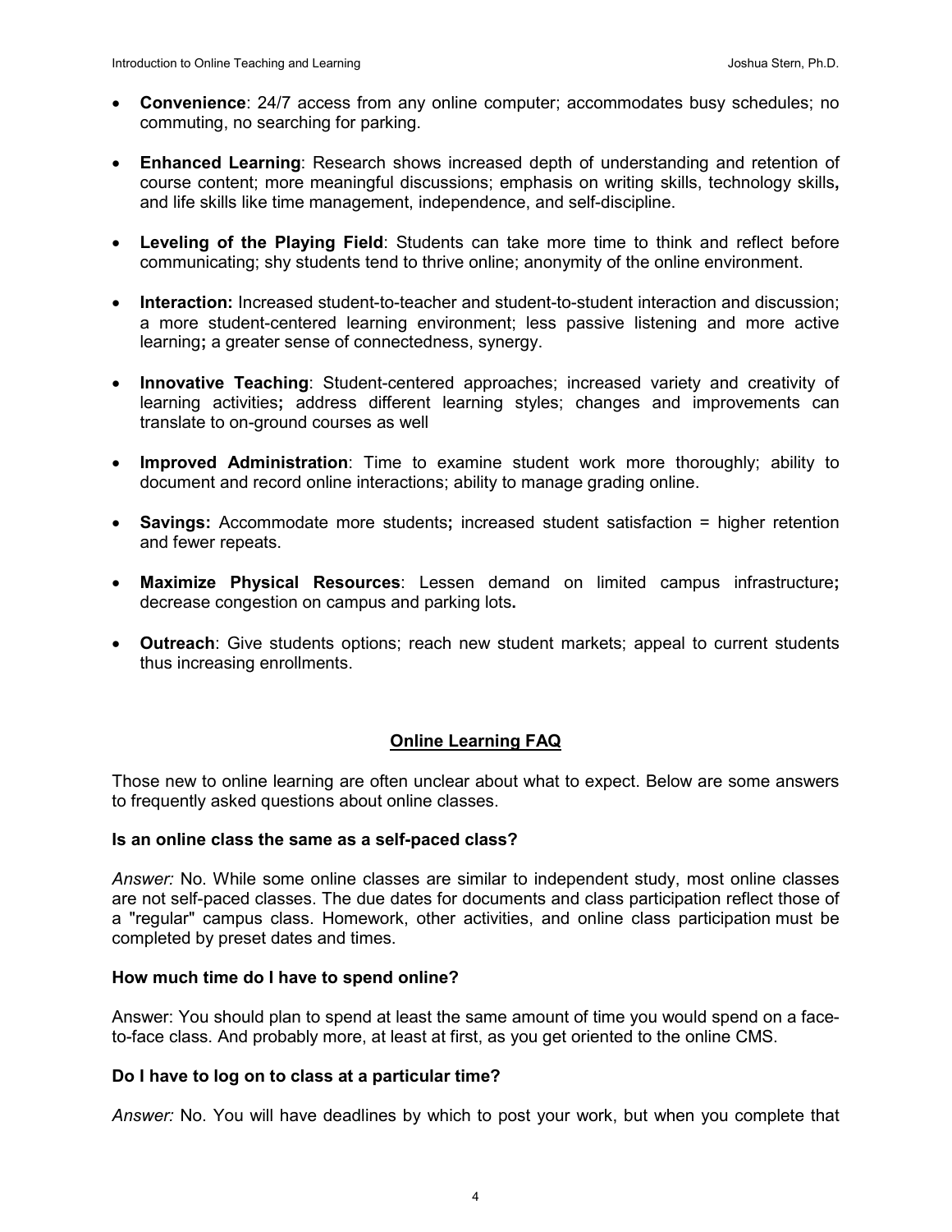- **Convenience**: 24/7 access from any online computer; accommodates busy schedules; no commuting, no searching for parking.

- **Enhanced Learning**: Research shows increased depth of understanding and retention of course content; more meaningful discussions; emphasis on writing skills, technology skills**,** and life skills like time management, independence, and self-discipline.

- **Leveling of the Playing Field**: Students can take more time to think and reflect before communicating; shy students tend to thrive online; anonymity of the online environment.

- **Interaction:** Increased student-to-teacher and student-to-student interaction and discussion; a more student-centered learning environment; less passive listening and more active learning**;** a greater sense of connectedness, synergy.

- **Innovative Teaching**: Student-centered approaches; increased variety and creativity of learning activities**;** address different learning styles; changes and improvements can translate to on-ground courses as well

- **Improved Administration**: Time to examine student work more thoroughly; ability to document and record online interactions; ability to manage grading online.

- **Savings:** Accommodate more students**;** increased student satisfaction = higher retention and fewer repeats.

- **Maximize Physical Resources**: Lessen demand on limited campus infrastructure**;** decrease congestion on campus and parking lots**.**

- **Outreach**: Give students options; reach new student markets; appeal to current students thus increasing enrollments.

## Online Learning FAQ

Those new to online learning are often unclear about what to expect. Below are some answers to frequently asked questions about online classes.

### Is an online class the same as a self-paced class?

*Answer:* No. While some online classes are similar to independent study, most online classes are not self-paced classes. The due dates for documents and class participation reflect those of a "regular" campus class. Homework, other activities, and online class participation must be completed by preset dates and times.

### How much time do I have to spend online?

Answer: You should plan to spend at least the same amount of time you would spend on a face-to-face class. And probably more, at least at first, as you get oriented to the online CMS.

### Do I have to log on to class at a particular time?

*Answer:* No. You will have deadlines by which to post your work, but when you complete that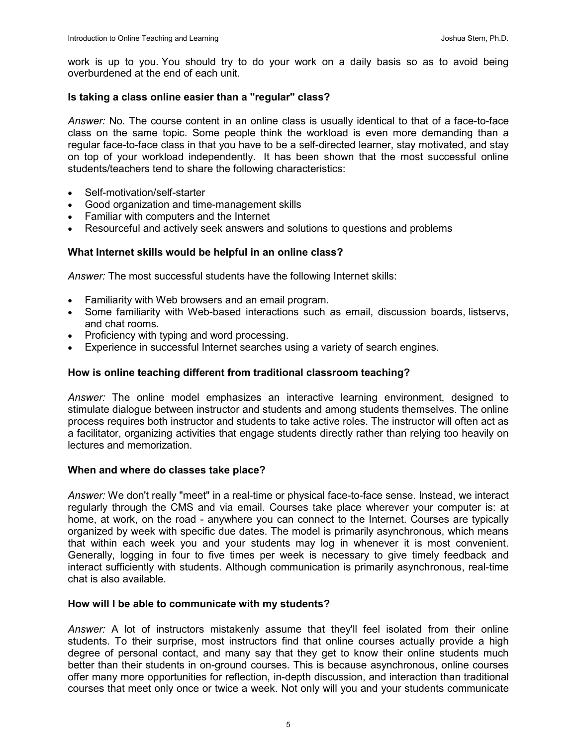work is up to you. You should try to do your work on a daily basis so as to avoid being overburdened at the end of each unit.

**Is taking a class online easier than a "regular" class?**

*Answer:* No. The course content in an online class is usually identical to that of a face-to-face class on the same topic. Some people think the workload is even more demanding than a regular face-to-face class in that you have to be a self-directed learner, stay motivated, and stay on top of your workload independently. It has been shown that the most successful online students/teachers tend to share the following characteristics:

- Self-motivation/self-starter
- Good organization and time-management skills
- Familiar with computers and the Internet
- Resourceful and actively seek answers and solutions to questions and problems

**What Internet skills would be helpful in an online class?**

*Answer:* The most successful students have the following Internet skills:

- Familiarity with Web browsers and an email program.
- Some familiarity with Web-based interactions such as email, discussion boards, listservs, and chat rooms.
- Proficiency with typing and word processing.
- Experience in successful Internet searches using a variety of search engines.

**How is online teaching different from traditional classroom teaching?**

*Answer:* The online model emphasizes an interactive learning environment, designed to stimulate dialogue between instructor and students and among students themselves. The online process requires both instructor and students to take active roles. The instructor will often act as a facilitator, organizing activities that engage students directly rather than relying too heavily on lectures and memorization.

**When and where do classes take place?**

*Answer:* We don't really "meet" in a real-time or physical face-to-face sense. Instead, we interact regularly through the CMS and via email. Courses take place wherever your computer is: at home, at work, on the road - anywhere you can connect to the Internet. Courses are typically organized by week with specific due dates. The model is primarily asynchronous, which means that within each week you and your students may log in whenever it is most convenient. Generally, logging in four to five times per week is necessary to give timely feedback and interact sufficiently with students. Although communication is primarily asynchronous, real-time chat is also available.

**How will I be able to communicate with my students?**

*Answer:* A lot of instructors mistakenly assume that they'll feel isolated from their online students. To their surprise, most instructors find that online courses actually provide a high degree of personal contact, and many say that they get to know their online students much better than their students in on-ground courses. This is because asynchronous, online courses offer many more opportunities for reflection, in-depth discussion, and interaction than traditional courses that meet only once or twice a week. Not only will you and your students communicate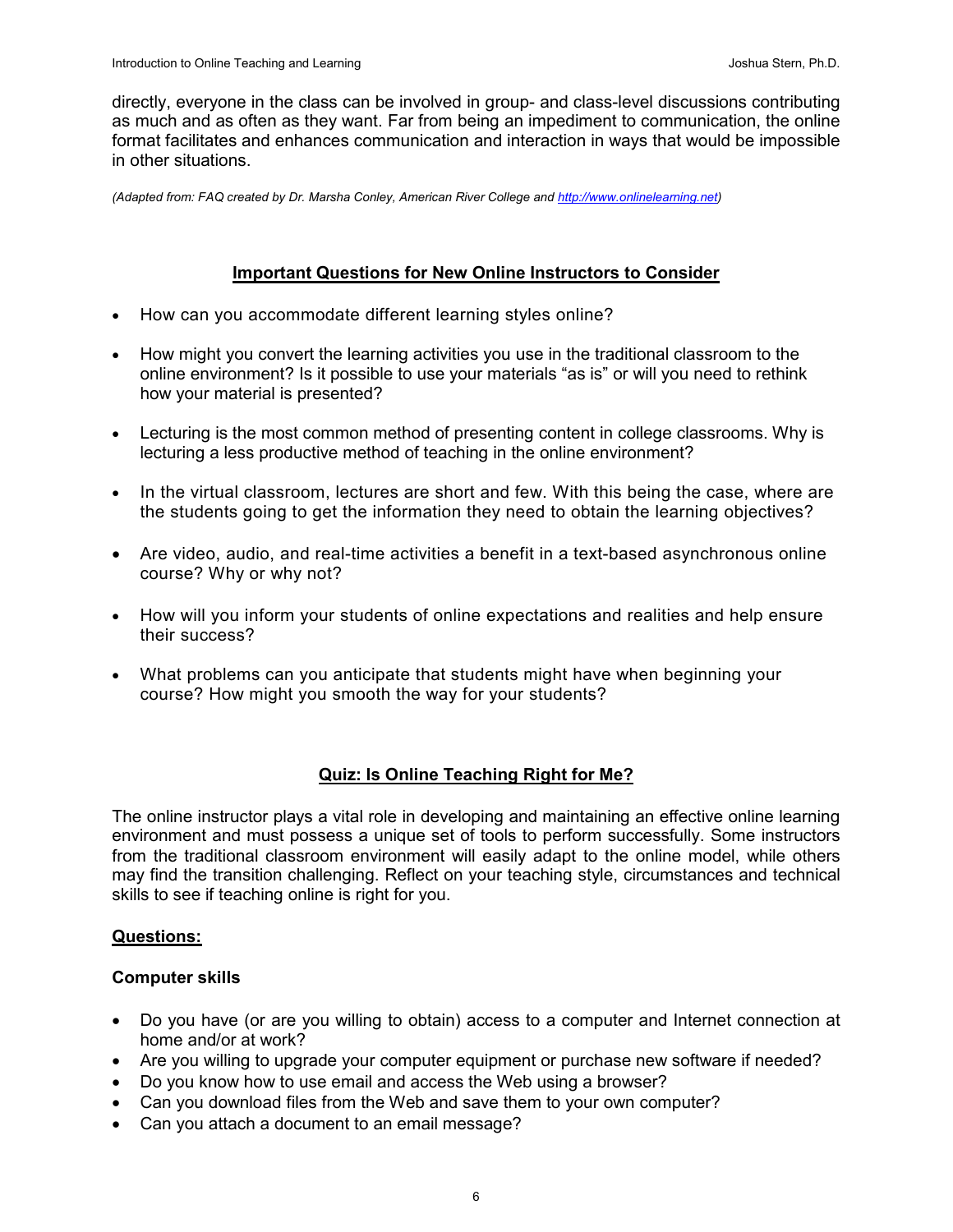directly, everyone in the class can be involved in group- and class-level discussions contributing as much and as often as they want. Far from being an impediment to communication, the online format facilitates and enhances communication and interaction in ways that would be impossible in other situations.

*(Adapted from: FAQ created by Dr. Marsha Conley, American River College and [http://www.onlinelearning.net](http://www.onlinelearning.net))*

## Important Questions for New Online Instructors to Consider

- How can you accommodate different learning styles online?
- How might you convert the learning activities you use in the traditional classroom to the online environment? Is it possible to use your materials "as is" or will you need to rethink how your material is presented?
- Lecturing is the most common method of presenting content in college classrooms. Why is lecturing a less productive method of teaching in the online environment?
- In the virtual classroom, lectures are short and few. With this being the case, where are the students going to get the information they need to obtain the learning objectives?
- Are video, audio, and real-time activities a benefit in a text-based asynchronous online course? Why or why not?
- How will you inform your students of online expectations and realities and help ensure their success?
- What problems can you anticipate that students might have when beginning your course? How might you smooth the way for your students?

## Quiz: Is Online Teaching Right for Me?

The online instructor plays a vital role in developing and maintaining an effective online learning environment and must possess a unique set of tools to perform successfully. Some instructors from the traditional classroom environment will easily adapt to the online model, while others may find the transition challenging. Reflect on your teaching style, circumstances and technical skills to see if teaching online is right for you.

### Questions:

#### Computer skills

- Do you have (or are you willing to obtain) access to a computer and Internet connection at home and/or at work?
- Are you willing to upgrade your computer equipment or purchase new software if needed?
- Do you know how to use email and access the Web using a browser?
- Can you download files from the Web and save them to your own computer?
- Can you attach a document to an email message?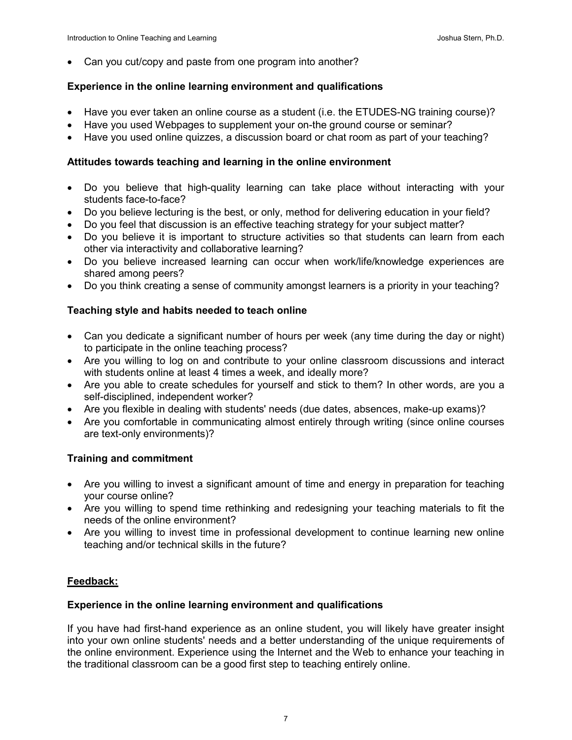- Can you cut/copy and paste from one program into another?

**Experience in the online learning environment and qualifications**

- Have you ever taken an online course as a student (i.e. the ETUDES-NG training course)?
- Have you used Webpages to supplement your on-the ground course or seminar?
- Have you used online quizzes, a discussion board or chat room as part of your teaching?

**Attitudes towards teaching and learning in the online environment**

- Do you believe that high-quality learning can take place without interacting with your students face-to-face?
- Do you believe lecturing is the best, or only, method for delivering education in your field?
- Do you feel that discussion is an effective teaching strategy for your subject matter?
- Do you believe it is important to structure activities so that students can learn from each other via interactivity and collaborative learning?
- Do you believe increased learning can occur when work/life/knowledge experiences are shared among peers?
- Do you think creating a sense of community amongst learners is a priority in your teaching?

**Teaching style and habits needed to teach online**

- Can you dedicate a significant number of hours per week (any time during the day or night) to participate in the online teaching process?
- Are you willing to log on and contribute to your online classroom discussions and interact with students online at least 4 times a week, and ideally more?
- Are you able to create schedules for yourself and stick to them? In other words, are you a self-disciplined, independent worker?
- Are you flexible in dealing with students' needs (due dates, absences, make-up exams)?
- Are you comfortable in communicating almost entirely through writing (since online courses are text-only environments)?

**Training and commitment**

- Are you willing to invest a significant amount of time and energy in preparation for teaching your course online?
- Are you willing to spend time rethinking and redesigning your teaching materials to fit the needs of the online environment?
- Are you willing to invest time in professional development to continue learning new online teaching and/or technical skills in the future?

**<u>Feedback:</u>**

**Experience in the online learning environment and qualifications**

If you have had first-hand experience as an online student, you will likely have greater insight into your own online students' needs and a better understanding of the unique requirements of the online environment. Experience using the Internet and the Web to enhance your teaching in the traditional classroom can be a good first step to teaching entirely online.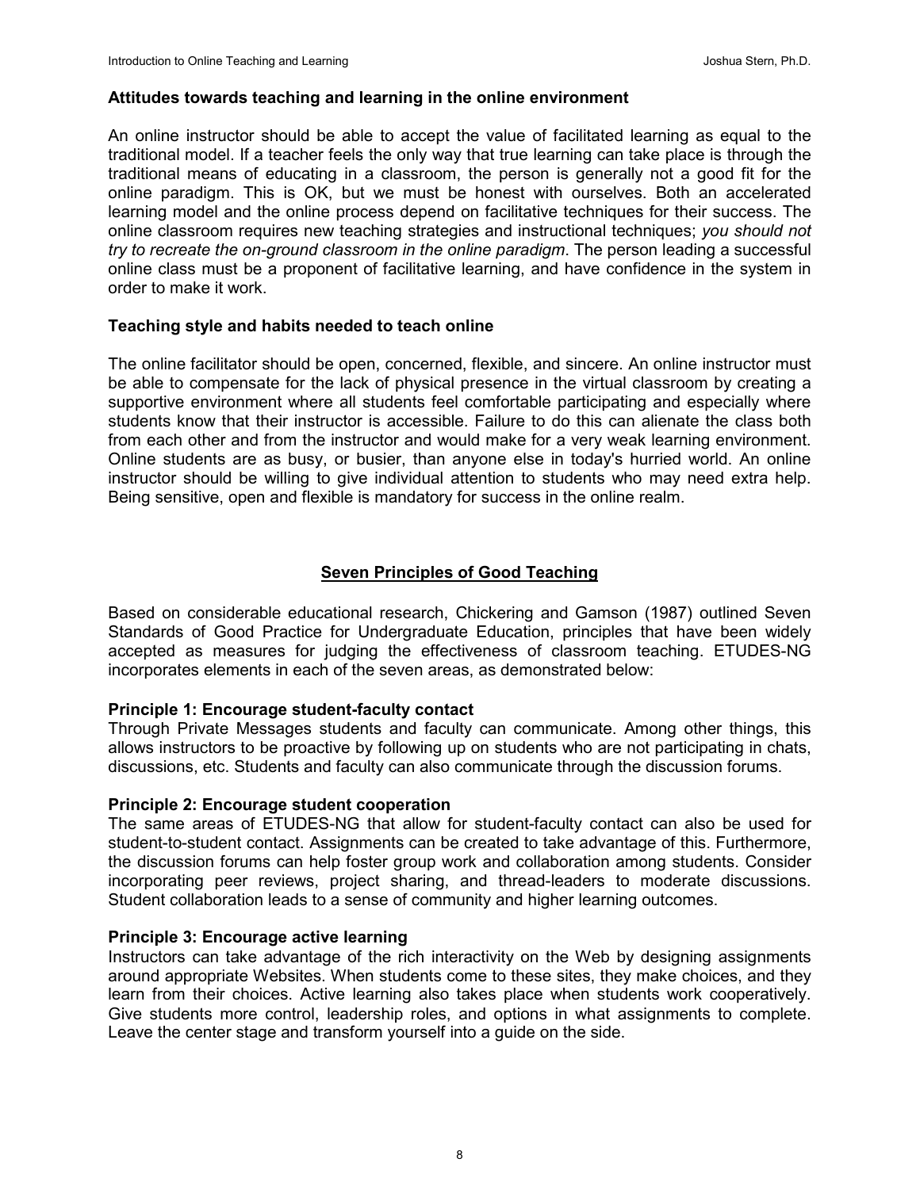### Attitudes towards teaching and learning in the online environment

An online instructor should be able to accept the value of facilitated learning as equal to the traditional model. If a teacher feels the only way that true learning can take place is through the traditional means of educating in a classroom, the person is generally not a good fit for the online paradigm. This is OK, but we must be honest with ourselves. Both an accelerated learning model and the online process depend on facilitative techniques for their success. The online classroom requires new teaching strategies and instructional techniques; *you should not try to recreate the on-ground classroom in the online paradigm*. The person leading a successful online class must be a proponent of facilitative learning, and have confidence in the system in order to make it work.

### Teaching style and habits needed to teach online

The online facilitator should be open, concerned, flexible, and sincere. An online instructor must be able to compensate for the lack of physical presence in the virtual classroom by creating a supportive environment where all students feel comfortable participating and especially where students know that their instructor is accessible. Failure to do this can alienate the class both from each other and from the instructor and would make for a very weak learning environment. Online students are as busy, or busier, than anyone else in today's hurried world. An online instructor should be willing to give individual attention to students who may need extra help. Being sensitive, open and flexible is mandatory for success in the online realm.

## Seven Principles of Good Teaching

Based on considerable educational research, Chickering and Gamson (1987) outlined Seven Standards of Good Practice for Undergraduate Education, principles that have been widely accepted as measures for judging the effectiveness of classroom teaching. ETUDES-NG incorporates elements in each of the seven areas, as demonstrated below:

### Principle 1: Encourage student-faculty contact

Through Private Messages students and faculty can communicate. Among other things, this allows instructors to be proactive by following up on students who are not participating in chats, discussions, etc. Students and faculty can also communicate through the discussion forums.

### Principle 2: Encourage student cooperation

The same areas of ETUDES-NG that allow for student-faculty contact can also be used for student-to-student contact. Assignments can be created to take advantage of this. Furthermore, the discussion forums can help foster group work and collaboration among students. Consider incorporating peer reviews, project sharing, and thread-leaders to moderate discussions. Student collaboration leads to a sense of community and higher learning outcomes.

### Principle 3: Encourage active learning

Instructors can take advantage of the rich interactivity on the Web by designing assignments around appropriate Websites. When students come to these sites, they make choices, and they learn from their choices. Active learning also takes place when students work cooperatively. Give students more control, leadership roles, and options in what assignments to complete. Leave the center stage and transform yourself into a guide on the side.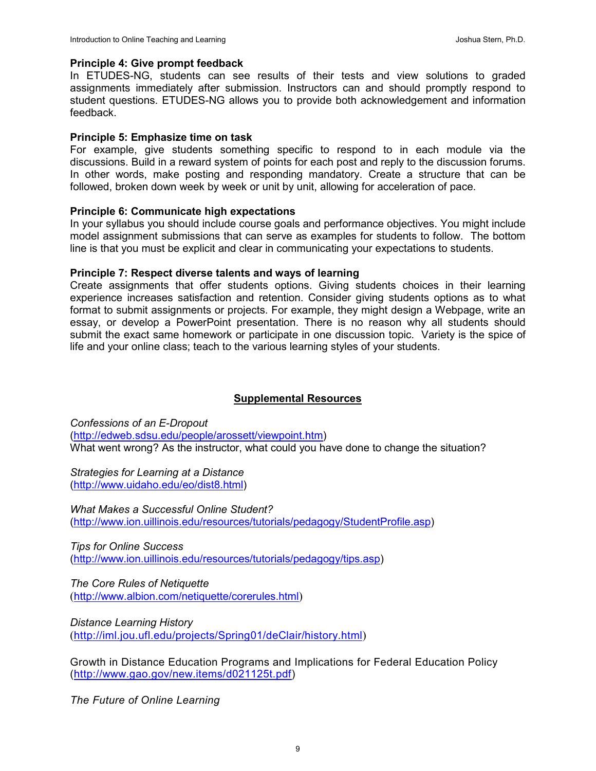**Principle 4: Give prompt feedback**

In ETUDES-NG, students can see results of their tests and view solutions to graded assignments immediately after submission. Instructors can and should promptly respond to student questions. ETUDES-NG allows you to provide both acknowledgement and information feedback.

**Principle 5: Emphasize time on task**

For example, give students something specific to respond to in each module via the discussions. Build in a reward system of points for each post and reply to the discussion forums. In other words, make posting and responding mandatory. Create a structure that can be followed, broken down week by week or unit by unit, allowing for acceleration of pace.

**Principle 6: Communicate high expectations**

In your syllabus you should include course goals and performance objectives. You might include model assignment submissions that can serve as examples for students to follow. The bottom line is that you must be explicit and clear in communicating your expectations to students.

**Principle 7: Respect diverse talents and ways of learning**

Create assignments that offer students options. Giving students choices in their learning experience increases satisfaction and retention. Consider giving students options as to what format to submit assignments or projects. For example, they might design a Webpage, write an essay, or develop a PowerPoint presentation. There is no reason why all students should submit the exact same homework or participate in one discussion topic. Variety is the spice of life and your online class; teach to the various learning styles of your students.

## Supplemental Resources

*Confessions of an E-Dropout*
(http://edweb.sdsu.edu/people/arossett/viewpoint.htm)
What went wrong? As the instructor, what could you have done to change the situation?

*Strategies for Learning at a Distance*
(http://www.uidaho.edu/eo/dist8.html)

*What Makes a Successful Online Student?*
(http://www.ion.uillinois.edu/resources/tutorials/pedagogy/StudentProfile.asp)

*Tips for Online Success*
(http://www.ion.uillinois.edu/resources/tutorials/pedagogy/tips.asp)

*The Core Rules of Netiquette*
(http://www.albion.com/netiquette/corerules.html)

*Distance Learning History*
(http://iml.jou.ufl.edu/projects/Spring01/deClair/history.html)

Growth in Distance Education Programs and Implications for Federal Education Policy
(http://www.gao.gov/new.items/d021125t.pdf)

*The Future of Online Learning*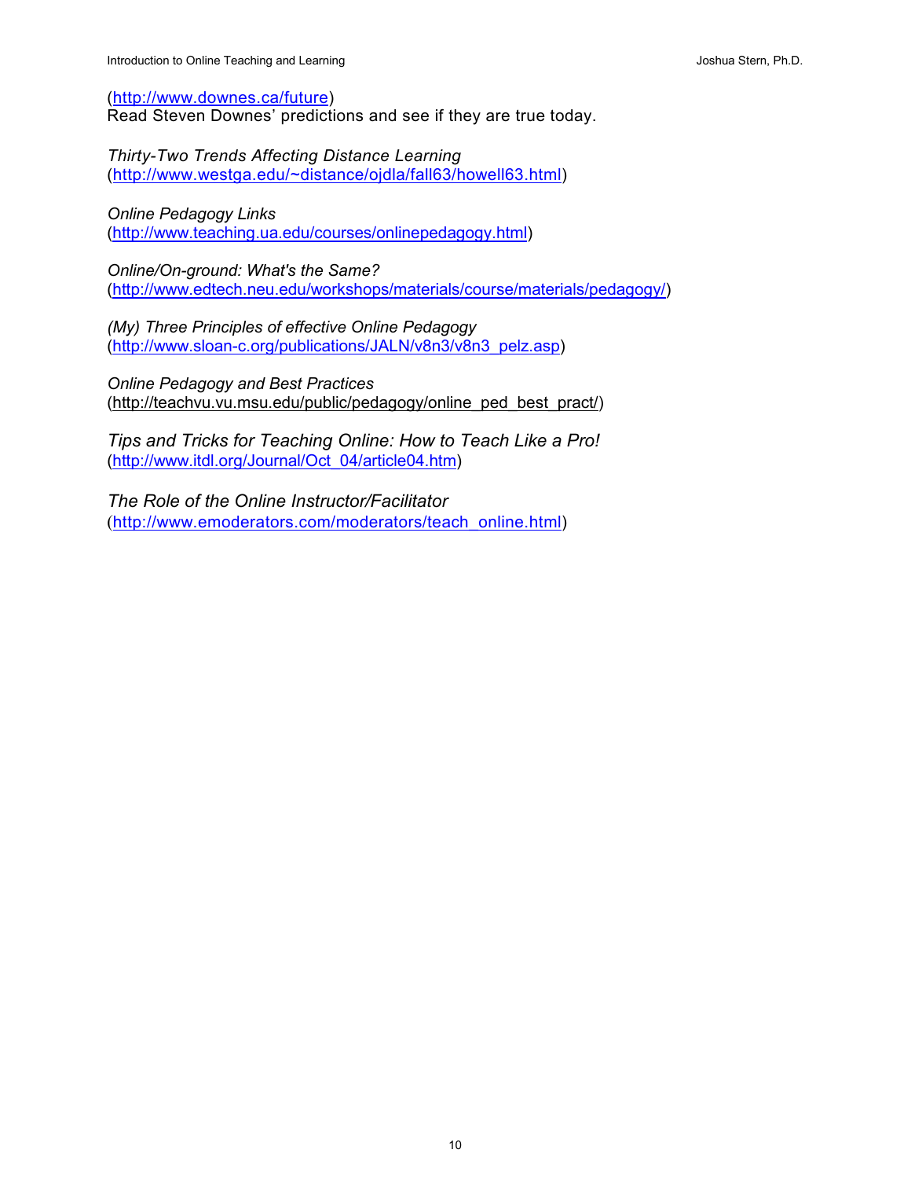(http://www.downes.ca/future)
Read Steven Downes' predictions and see if they are true today.

*Thirty-Two Trends Affecting Distance Learning*
(http://www.westga.edu/~distance/ojdla/fall63/howell63.html)

*Online Pedagogy Links*
(http://www.teaching.ua.edu/courses/onlinepedagogy.html)

*Online/On-ground: What's the Same?*
(http://www.edtech.neu.edu/workshops/materials/course/materials/pedagogy/)

*(My) Three Principles of effective Online Pedagogy*
(http://www.sloan-c.org/publications/JALN/v8n3/v8n3_pelz.asp)

*Online Pedagogy and Best Practices*
(http://teachvu.vu.msu.edu/public/pedagogy/online_ped_best_pract/)

*Tips and Tricks for Teaching Online: How to Teach Like a Pro!*
(http://www.itdl.org/Journal/Oct_04/article04.htm)

*The Role of the Online Instructor/Facilitator*
(http://www.emoderators.com/moderators/teach_online.html)